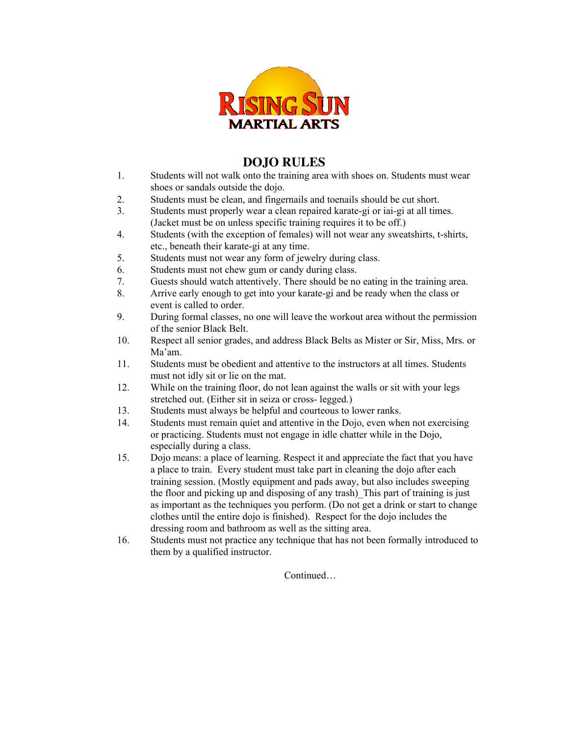RISING SUN
MARTIAL ARTS

# DOJO RULES

1. Students will not walk onto the training area with shoes on. Students must wear shoes or sandals outside the dojo.
2. Students must be clean, and fingernails and toenails should be cut short.
3. Students must properly wear a clean repaired karate-gi or iai-gi at all times. (Jacket must be on unless specific training requires it to be off.)
4. Students (with the exception of females) will not wear any sweatshirts, t-shirts, etc., beneath their karate-gi at any time.
5. Students must not wear any form of jewelry during class.
6. Students must not chew gum or candy during class.
7. Guests should watch attentively. There should be no eating in the training area.
8. Arrive early enough to get into your karate-gi and be ready when the class or event is called to order.
9. During formal classes, no one will leave the workout area without the permission of the senior Black Belt.
10. Respect all senior grades, and address Black Belts as Mister or Sir, Miss, Mrs. or Ma'am.
11. Students must be obedient and attentive to the instructors at all times. Students must not idly sit or lie on the mat.
12. While on the training floor, do not lean against the walls or sit with your legs stretched out. (Either sit in seiza or cross- legged.)
13. Students must always be helpful and courteous to lower ranks.
14. Students must remain quiet and attentive in the Dojo, even when not exercising or practicing. Students must not engage in idle chatter while in the Dojo, especially during a class.
15. Dojo means: a place of learning. Respect it and appreciate the fact that you have a place to train. Every student must take part in cleaning the dojo after each training session. (Mostly equipment and pads away, but also includes sweeping the floor and picking up and disposing of any trash)_This part of training is just as important as the techniques you perform. (Do not get a drink or start to change clothes until the entire dojo is finished). Respect for the dojo includes the dressing room and bathroom as well as the sitting area.
16. Students must not practice any technique that has not been formally introduced to them by a qualified instructor.

Continued…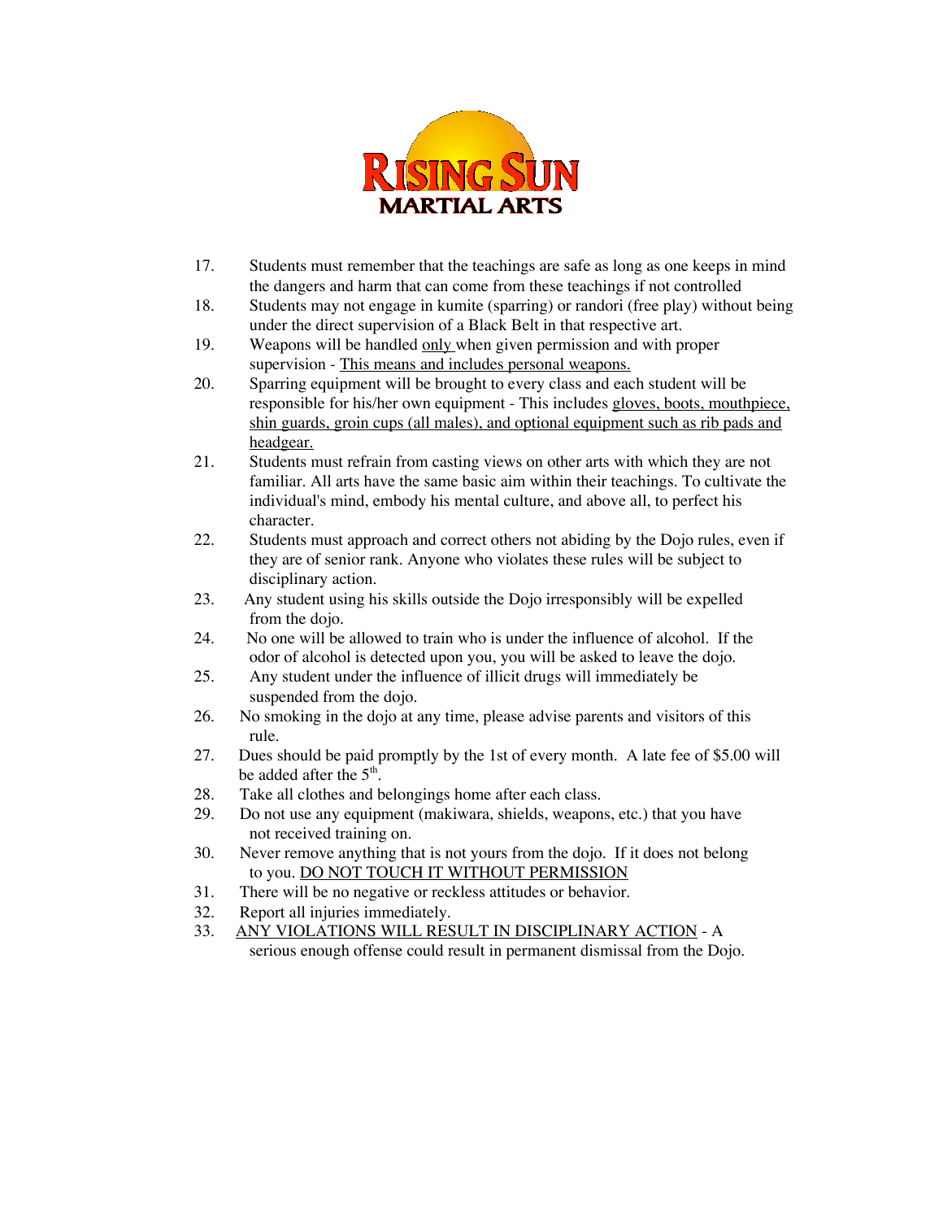17. Students must remember that the teachings are safe as long as one keeps in mind the dangers and harm that can come from these teachings if not controlled
18. Students may not engage in kumite (sparring) or randori (free play) without being under the direct supervision of a Black Belt in that respective art.
19. Weapons will be handled only when given permission and with proper supervision - This means and includes personal weapons.
20. Sparring equipment will be brought to every class and each student will be responsible for his/her own equipment - This includes gloves, boots, mouthpiece, shin guards, groin cups (all males), and optional equipment such as rib pads and headgear.
21. Students must refrain from casting views on other arts with which they are not familiar. All arts have the same basic aim within their teachings. To cultivate the individual's mind, embody his mental culture, and above all, to perfect his character.
22. Students must approach and correct others not abiding by the Dojo rules, even if they are of senior rank. Anyone who violates these rules will be subject to disciplinary action.
23. Any student using his skills outside the Dojo irresponsibly will be expelled from the dojo.
24. No one will be allowed to train who is under the influence of alcohol. If the odor of alcohol is detected upon you, you will be asked to leave the dojo.
25. Any student under the influence of illicit drugs will immediately be suspended from the dojo.
26. No smoking in the dojo at any time, please advise parents and visitors of this rule.
27. Dues should be paid promptly by the 1st of every month. A late fee of $5.00 will be added after the 5th.
28. Take all clothes and belongings home after each class.
29. Do not use any equipment (makiwara, shields, weapons, etc.) that you have not received training on.
30. Never remove anything that is not yours from the dojo. If it does not belong to you. DO NOT TOUCH IT WITHOUT PERMISSION
31. There will be no negative or reckless attitudes or behavior.
32. Report all injuries immediately.
33. ANY VIOLATIONS WILL RESULT IN DISCIPLINARY ACTION - A serious enough offense could result in permanent dismissal from the Dojo.